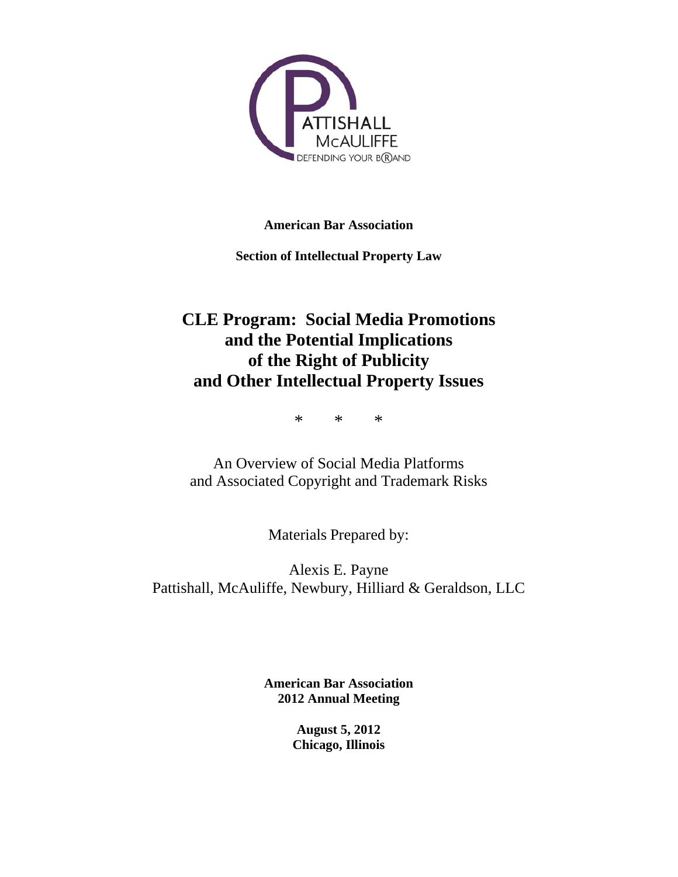PATTISHALL McAULIFFE DEFENDING YOUR B®AND

**American Bar Association**

**Section of Intellectual Property Law**

# CLE Program: Social Media Promotions and the Potential Implications of the Right of Publicity and Other Intellectual Property Issues

\* \* \*

An Overview of Social Media Platforms and Associated Copyright and Trademark Risks

Materials Prepared by:

Alexis E. Payne
Pattishall, McAuliffe, Newbury, Hilliard & Geraldson, LLC

**American Bar Association**
**2012 Annual Meeting**

**August 5, 2012**
**Chicago, Illinois**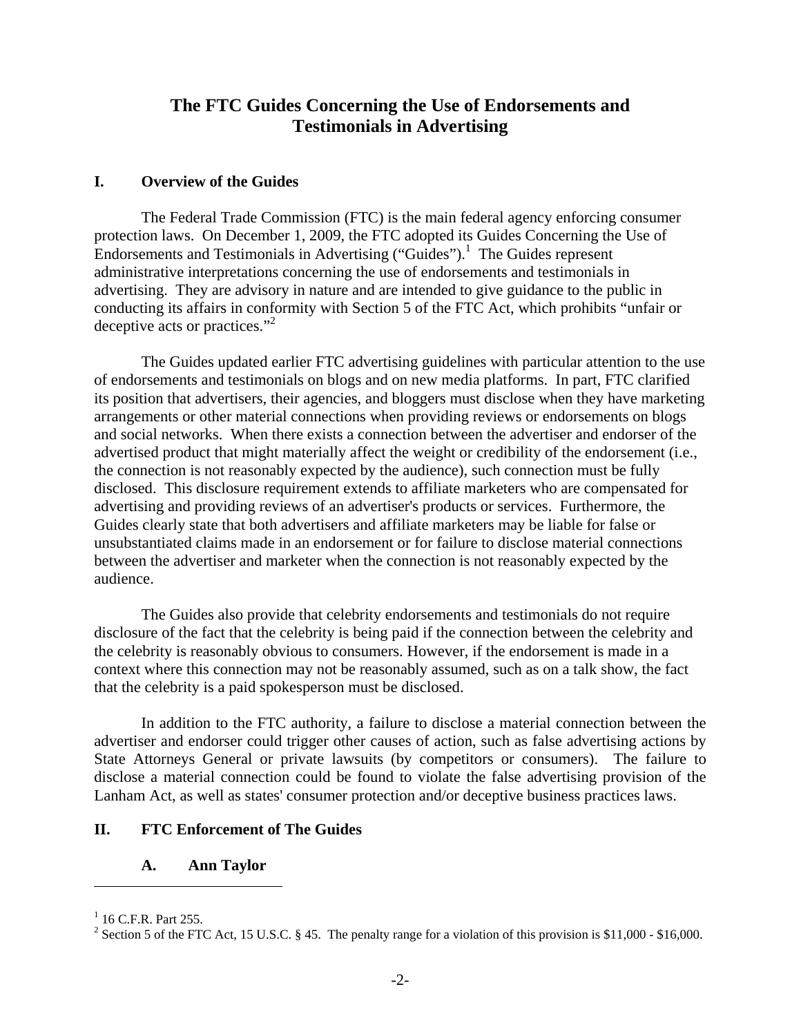# The FTC Guides Concerning the Use of Endorsements and Testimonials in Advertising

## I. Overview of the Guides

The Federal Trade Commission (FTC) is the main federal agency enforcing consumer protection laws. On December 1, 2009, the FTC adopted its Guides Concerning the Use of Endorsements and Testimonials in Advertising ("Guides").[1] The Guides represent administrative interpretations concerning the use of endorsements and testimonials in advertising. They are advisory in nature and are intended to give guidance to the public in conducting its affairs in conformity with Section 5 of the FTC Act, which prohibits "unfair or deceptive acts or practices."[2]

The Guides updated earlier FTC advertising guidelines with particular attention to the use of endorsements and testimonials on blogs and on new media platforms. In part, FTC clarified its position that advertisers, their agencies, and bloggers must disclose when they have marketing arrangements or other material connections when providing reviews or endorsements on blogs and social networks. When there exists a connection between the advertiser and endorser of the advertised product that might materially affect the weight or credibility of the endorsement (i.e., the connection is not reasonably expected by the audience), such connection must be fully disclosed. This disclosure requirement extends to affiliate marketers who are compensated for advertising and providing reviews of an advertiser's products or services. Furthermore, the Guides clearly state that both advertisers and affiliate marketers may be liable for false or unsubstantiated claims made in an endorsement or for failure to disclose material connections between the advertiser and marketer when the connection is not reasonably expected by the audience.

The Guides also provide that celebrity endorsements and testimonials do not require disclosure of the fact that the celebrity is being paid if the connection between the celebrity and the celebrity is reasonably obvious to consumers. However, if the endorsement is made in a context where this connection may not be reasonably assumed, such as on a talk show, the fact that the celebrity is a paid spokesperson must be disclosed.

In addition to the FTC authority, a failure to disclose a material connection between the advertiser and endorser could trigger other causes of action, such as false advertising actions by State Attorneys General or private lawsuits (by competitors or consumers). The failure to disclose a material connection could be found to violate the false advertising provision of the Lanham Act, as well as states' consumer protection and/or deceptive business practices laws.

## II. FTC Enforcement of The Guides

### A. Ann Taylor

---

[1] 16 C.F.R. Part 255.

[2] Section 5 of the FTC Act, 15 U.S.C. § 45. The penalty range for a violation of this provision is $11,000 - $16,000.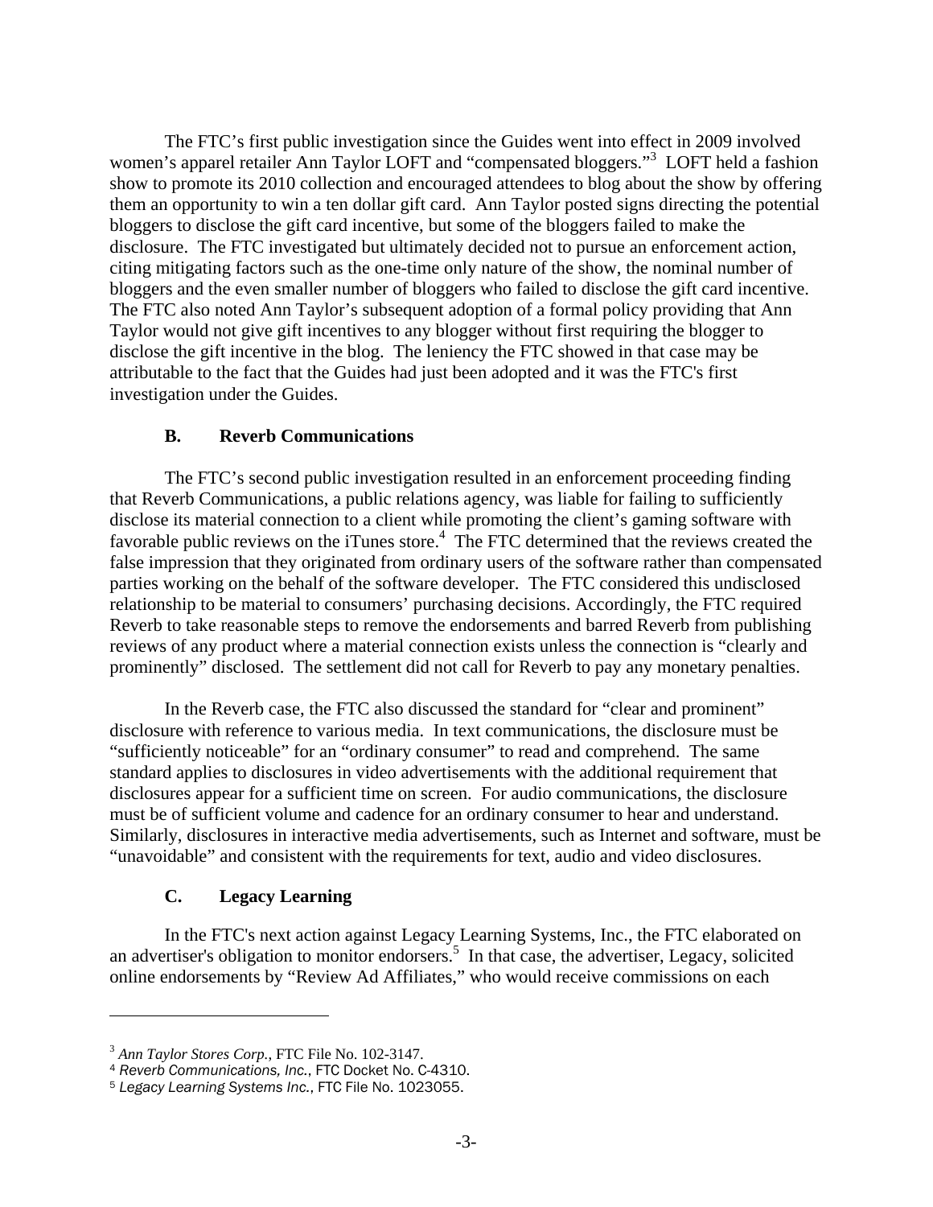The FTC's first public investigation since the Guides went into effect in 2009 involved women's apparel retailer Ann Taylor LOFT and "compensated bloggers."[3] LOFT held a fashion show to promote its 2010 collection and encouraged attendees to blog about the show by offering them an opportunity to win a ten dollar gift card. Ann Taylor posted signs directing the potential bloggers to disclose the gift card incentive, but some of the bloggers failed to make the disclosure. The FTC investigated but ultimately decided not to pursue an enforcement action, citing mitigating factors such as the one-time only nature of the show, the nominal number of bloggers and the even smaller number of bloggers who failed to disclose the gift card incentive. The FTC also noted Ann Taylor's subsequent adoption of a formal policy providing that Ann Taylor would not give gift incentives to any blogger without first requiring the blogger to disclose the gift incentive in the blog. The leniency the FTC showed in that case may be attributable to the fact that the Guides had just been adopted and it was the FTC's first investigation under the Guides.

### B. Reverb Communications

The FTC's second public investigation resulted in an enforcement proceeding finding that Reverb Communications, a public relations agency, was liable for failing to sufficiently disclose its material connection to a client while promoting the client's gaming software with favorable public reviews on the iTunes store.[4] The FTC determined that the reviews created the false impression that they originated from ordinary users of the software rather than compensated parties working on the behalf of the software developer. The FTC considered this undisclosed relationship to be material to consumers' purchasing decisions. Accordingly, the FTC required Reverb to take reasonable steps to remove the endorsements and barred Reverb from publishing reviews of any product where a material connection exists unless the connection is "clearly and prominently" disclosed. The settlement did not call for Reverb to pay any monetary penalties.

In the Reverb case, the FTC also discussed the standard for "clear and prominent" disclosure with reference to various media. In text communications, the disclosure must be "sufficiently noticeable" for an "ordinary consumer" to read and comprehend. The same standard applies to disclosures in video advertisements with the additional requirement that disclosures appear for a sufficient time on screen. For audio communications, the disclosure must be of sufficient volume and cadence for an ordinary consumer to hear and understand. Similarly, disclosures in interactive media advertisements, such as Internet and software, must be "unavoidable" and consistent with the requirements for text, audio and video disclosures.

### C. Legacy Learning

In the FTC's next action against Legacy Learning Systems, Inc., the FTC elaborated on an advertiser's obligation to monitor endorsers.[5] In that case, the advertiser, Legacy, solicited online endorsements by "Review Ad Affiliates," who would receive commissions on each

---

[3] *Ann Taylor Stores Corp.*, FTC File No. 102-3147.

[4] *Reverb Communications, Inc.*, FTC Docket No. C-4310.

[5] *Legacy Learning Systems Inc.*, FTC File No. 1023055.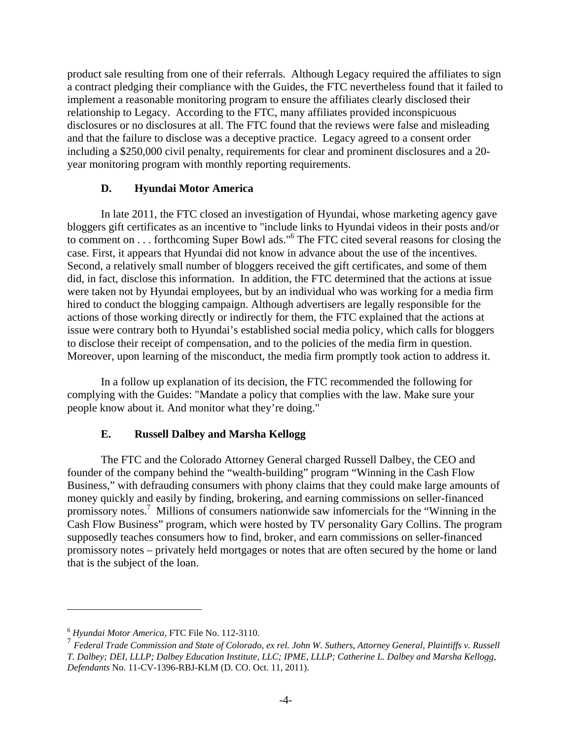product sale resulting from one of their referrals. Although Legacy required the affiliates to sign a contract pledging their compliance with the Guides, the FTC nevertheless found that it failed to implement a reasonable monitoring program to ensure the affiliates clearly disclosed their relationship to Legacy. According to the FTC, many affiliates provided inconspicuous disclosures or no disclosures at all. The FTC found that the reviews were false and misleading and that the failure to disclose was a deceptive practice. Legacy agreed to a consent order including a $250,000 civil penalty, requirements for clear and prominent disclosures and a 20-year monitoring program with monthly reporting requirements.

### D. Hyundai Motor America

In late 2011, the FTC closed an investigation of Hyundai, whose marketing agency gave bloggers gift certificates as an incentive to "include links to Hyundai videos in their posts and/or to comment on . . . forthcoming Super Bowl ads."[6] The FTC cited several reasons for closing the case. First, it appears that Hyundai did not know in advance about the use of the incentives. Second, a relatively small number of bloggers received the gift certificates, and some of them did, in fact, disclose this information. In addition, the FTC determined that the actions at issue were taken not by Hyundai employees, but by an individual who was working for a media firm hired to conduct the blogging campaign. Although advertisers are legally responsible for the actions of those working directly or indirectly for them, the FTC explained that the actions at issue were contrary both to Hyundai's established social media policy, which calls for bloggers to disclose their receipt of compensation, and to the policies of the media firm in question. Moreover, upon learning of the misconduct, the media firm promptly took action to address it.

In a follow up explanation of its decision, the FTC recommended the following for complying with the Guides: "Mandate a policy that complies with the law. Make sure your people know about it. And monitor what they're doing."

### E. Russell Dalbey and Marsha Kellogg

The FTC and the Colorado Attorney General charged Russell Dalbey, the CEO and founder of the company behind the "wealth-building" program "Winning in the Cash Flow Business," with defrauding consumers with phony claims that they could make large amounts of money quickly and easily by finding, brokering, and earning commissions on seller-financed promissory notes.[7] Millions of consumers nationwide saw infomercials for the "Winning in the Cash Flow Business" program, which were hosted by TV personality Gary Collins. The program supposedly teaches consumers how to find, broker, and earn commissions on seller-financed promissory notes – privately held mortgages or notes that are often secured by the home or land that is the subject of the loan.

---

[6] *Hyundai Motor America*, FTC File No. 112-3110.

[7] *Federal Trade Commission and State of Colorado, ex rel. John W. Suthers, Attorney General, Plaintiffs v. Russell T. Dalbey; DEI, LLLP; Dalbey Education Institute, LLC; IPME, LLLP; Catherine L. Dalbey and Marsha Kellogg, Defendants* No. 11-CV-1396-RBJ-KLM (D. CO. Oct. 11, 2011).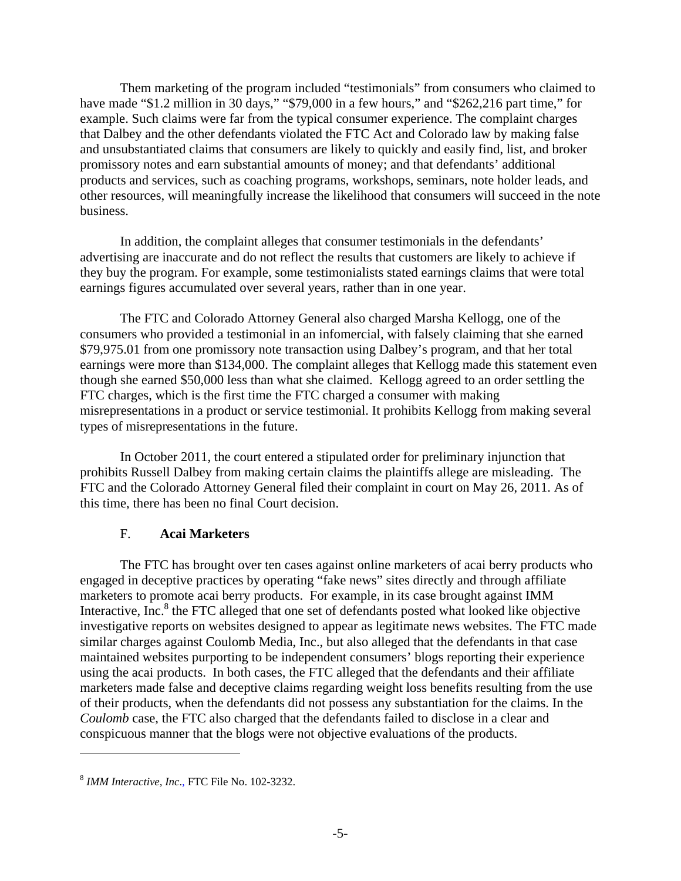Them marketing of the program included "testimonials" from consumers who claimed to have made "$1.2 million in 30 days," "$79,000 in a few hours," and "$262,216 part time," for example. Such claims were far from the typical consumer experience. The complaint charges that Dalbey and the other defendants violated the FTC Act and Colorado law by making false and unsubstantiated claims that consumers are likely to quickly and easily find, list, and broker promissory notes and earn substantial amounts of money; and that defendants' additional products and services, such as coaching programs, workshops, seminars, note holder leads, and other resources, will meaningfully increase the likelihood that consumers will succeed in the note business.

In addition, the complaint alleges that consumer testimonials in the defendants' advertising are inaccurate and do not reflect the results that customers are likely to achieve if they buy the program. For example, some testimonialists stated earnings claims that were total earnings figures accumulated over several years, rather than in one year.

The FTC and Colorado Attorney General also charged Marsha Kellogg, one of the consumers who provided a testimonial in an infomercial, with falsely claiming that she earned $79,975.01 from one promissory note transaction using Dalbey's program, and that her total earnings were more than $134,000. The complaint alleges that Kellogg made this statement even though she earned $50,000 less than what she claimed. Kellogg agreed to an order settling the FTC charges, which is the first time the FTC charged a consumer with making misrepresentations in a product or service testimonial. It prohibits Kellogg from making several types of misrepresentations in the future.

In October 2011, the court entered a stipulated order for preliminary injunction that prohibits Russell Dalbey from making certain claims the plaintiffs allege are misleading. The FTC and the Colorado Attorney General filed their complaint in court on May 26, 2011. As of this time, there has been no final Court decision.

### F. **Acai Marketers**

The FTC has brought over ten cases against online marketers of acai berry products who engaged in deceptive practices by operating "fake news" sites directly and through affiliate marketers to promote acai berry products. For example, in its case brought against IMM Interactive, Inc.[8] the FTC alleged that one set of defendants posted what looked like objective investigative reports on websites designed to appear as legitimate news websites. The FTC made similar charges against Coulomb Media, Inc., but also alleged that the defendants in that case maintained websites purporting to be independent consumers' blogs reporting their experience using the acai products. In both cases, the FTC alleged that the defendants and their affiliate marketers made false and deceptive claims regarding weight loss benefits resulting from the use of their products, when the defendants did not possess any substantiation for the claims. In the *Coulomb* case, the FTC also charged that the defendants failed to disclose in a clear and conspicuous manner that the blogs were not objective evaluations of the products.

---

[8] *IMM Interactive, Inc*., FTC File No. 102-3232.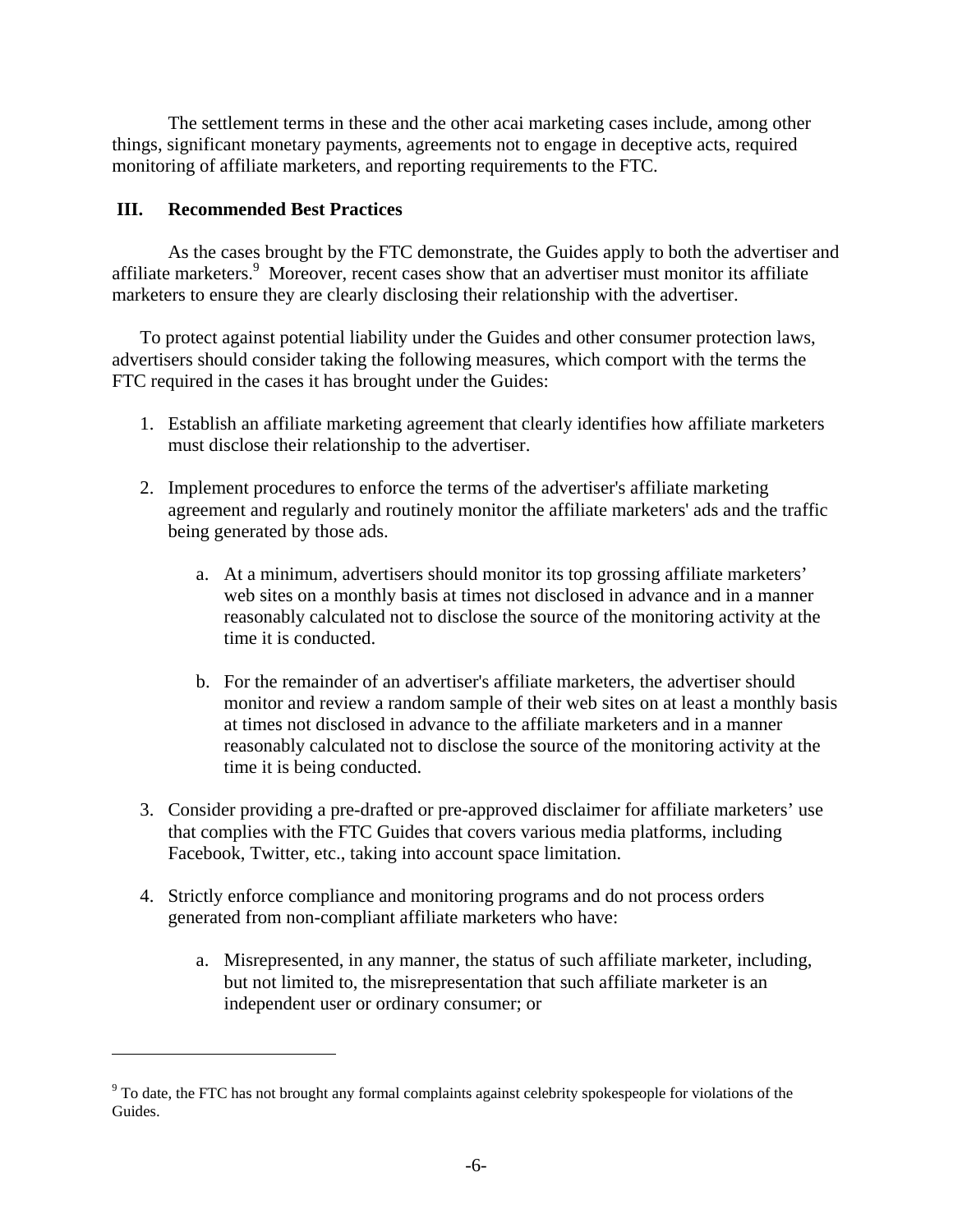The settlement terms in these and the other acai marketing cases include, among other things, significant monetary payments, agreements not to engage in deceptive acts, required monitoring of affiliate marketers, and reporting requirements to the FTC.

## III. Recommended Best Practices

As the cases brought by the FTC demonstrate, the Guides apply to both the advertiser and affiliate marketers.[9] Moreover, recent cases show that an advertiser must monitor its affiliate marketers to ensure they are clearly disclosing their relationship with the advertiser.

To protect against potential liability under the Guides and other consumer protection laws, advertisers should consider taking the following measures, which comport with the terms the FTC required in the cases it has brought under the Guides:

1. Establish an affiliate marketing agreement that clearly identifies how affiliate marketers must disclose their relationship to the advertiser.

2. Implement procedures to enforce the terms of the advertiser's affiliate marketing agreement and regularly and routinely monitor the affiliate marketers' ads and the traffic being generated by those ads.

    a. At a minimum, advertisers should monitor its top grossing affiliate marketers' web sites on a monthly basis at times not disclosed in advance and in a manner reasonably calculated not to disclose the source of the monitoring activity at the time it is conducted.

    b. For the remainder of an advertiser's affiliate marketers, the advertiser should monitor and review a random sample of their web sites on at least a monthly basis at times not disclosed in advance to the affiliate marketers and in a manner reasonably calculated not to disclose the source of the monitoring activity at the time it is being conducted.

3. Consider providing a pre-drafted or pre-approved disclaimer for affiliate marketers' use that complies with the FTC Guides that covers various media platforms, including Facebook, Twitter, etc., taking into account space limitation.

4. Strictly enforce compliance and monitoring programs and do not process orders generated from non-compliant affiliate marketers who have:

    a. Misrepresented, in any manner, the status of such affiliate marketer, including, but not limited to, the misrepresentation that such affiliate marketer is an independent user or ordinary consumer; or

---

[9] To date, the FTC has not brought any formal complaints against celebrity spokespeople for violations of the Guides.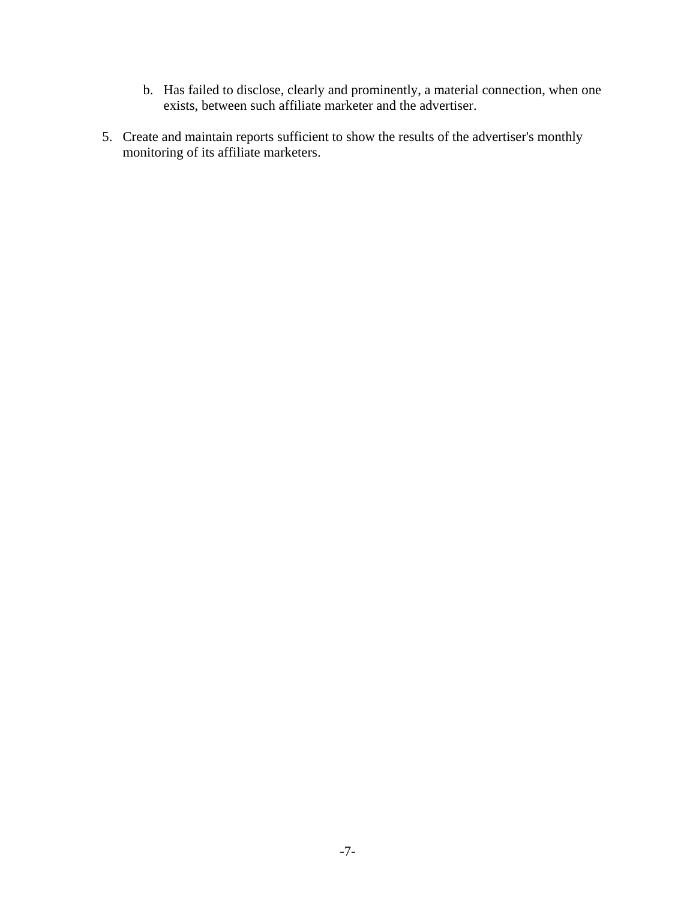b. Has failed to disclose, clearly and prominently, a material connection, when one exists, between such affiliate marketer and the advertiser.

5. Create and maintain reports sufficient to show the results of the advertiser's monthly monitoring of its affiliate marketers.